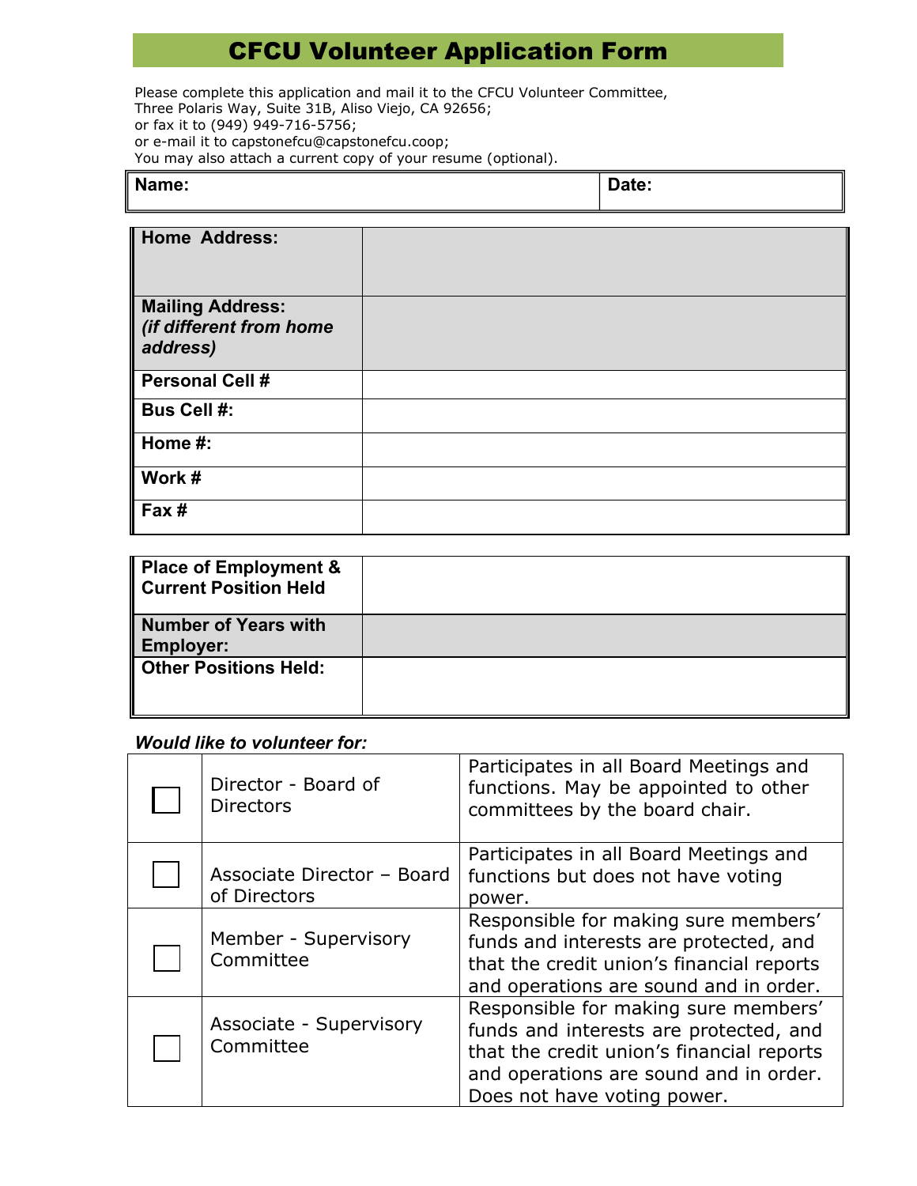# CFCU Volunteer Application Form

Please complete this application and mail it to the CFCU Volunteer Committee,
Three Polaris Way, Suite 31B, Aliso Viejo, CA 92656;
or fax it to (949) 949-716-5756;
or e-mail it to capstonefcu@capstonefcu.coop;
You may also attach a current copy of your resume (optional).

| **Name:** | **Date:** |
|---|---|

| | |
|---|---|
| **Home Address:** | |
| **Mailing Address:** ***(if different from home address)*** | |
| **Personal Cell #** | |
| **Bus Cell #:** | |
| **Home #:** | |
| **Work #** | |
| **Fax #** | |

| | |
|---|---|
| **Place of Employment & Current Position Held** | |
| **Number of Years with Employer:** | |
| **Other Positions Held:** | |

***Would like to volunteer for:***

| | | |
|---|---|---|
| ☐ | Director - Board of Directors | Participates in all Board Meetings and functions. May be appointed to other committees by the board chair. |
| ☐ | Associate Director – Board of Directors | Participates in all Board Meetings and functions but does not have voting power. |
| ☐ | Member - Supervisory Committee | Responsible for making sure members' funds and interests are protected, and that the credit union's financial reports and operations are sound and in order. |
| ☐ | Associate - Supervisory Committee | Responsible for making sure members' funds and interests are protected, and that the credit union's financial reports and operations are sound and in order. Does not have voting power. |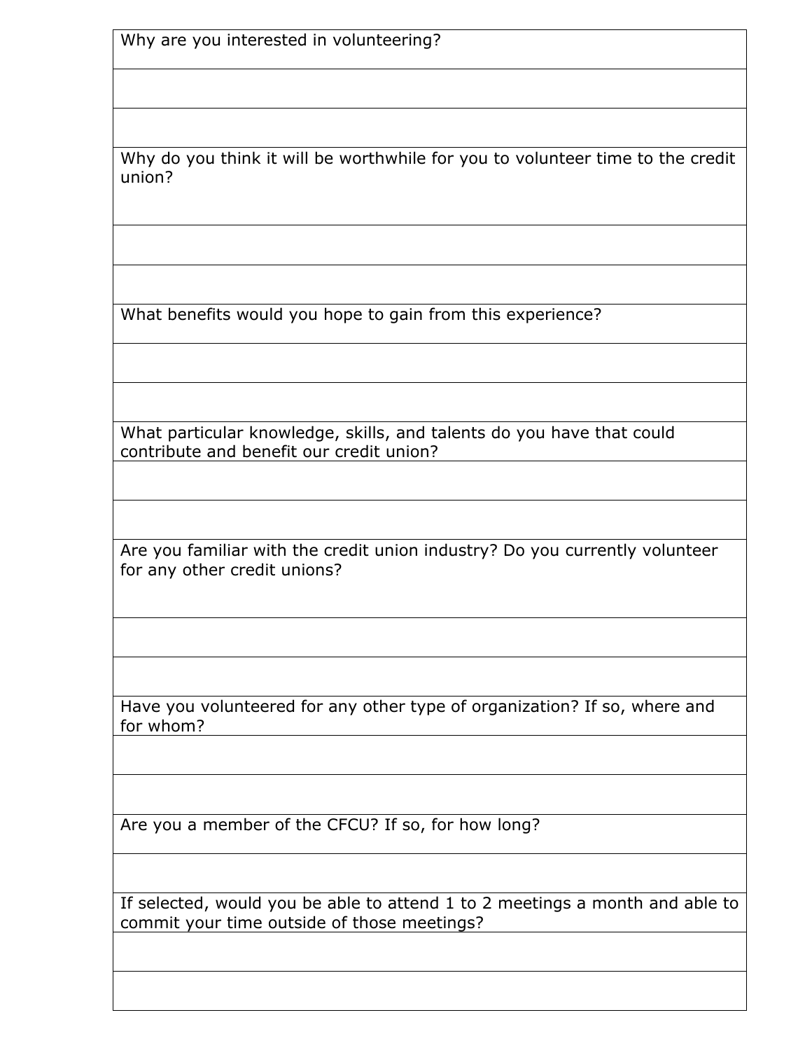| |
|---|
| Why are you interested in volunteering? |
| |
| |
| Why do you think it will be worthwhile for you to volunteer time to the credit union? |
| |
| |
| What benefits would you hope to gain from this experience? |
| |
| |
| What particular knowledge, skills, and talents do you have that could contribute and benefit our credit union? |
| |
| |
| Are you familiar with the credit union industry? Do you currently volunteer for any other credit unions? |
| |
| |
| Have you volunteered for any other type of organization? If so, where and for whom? |
| |
| |
| Are you a member of the CFCU? If so, for how long? |
| |
| If selected, would you be able to attend 1 to 2 meetings a month and able to commit your time outside of those meetings? |
| |
| |